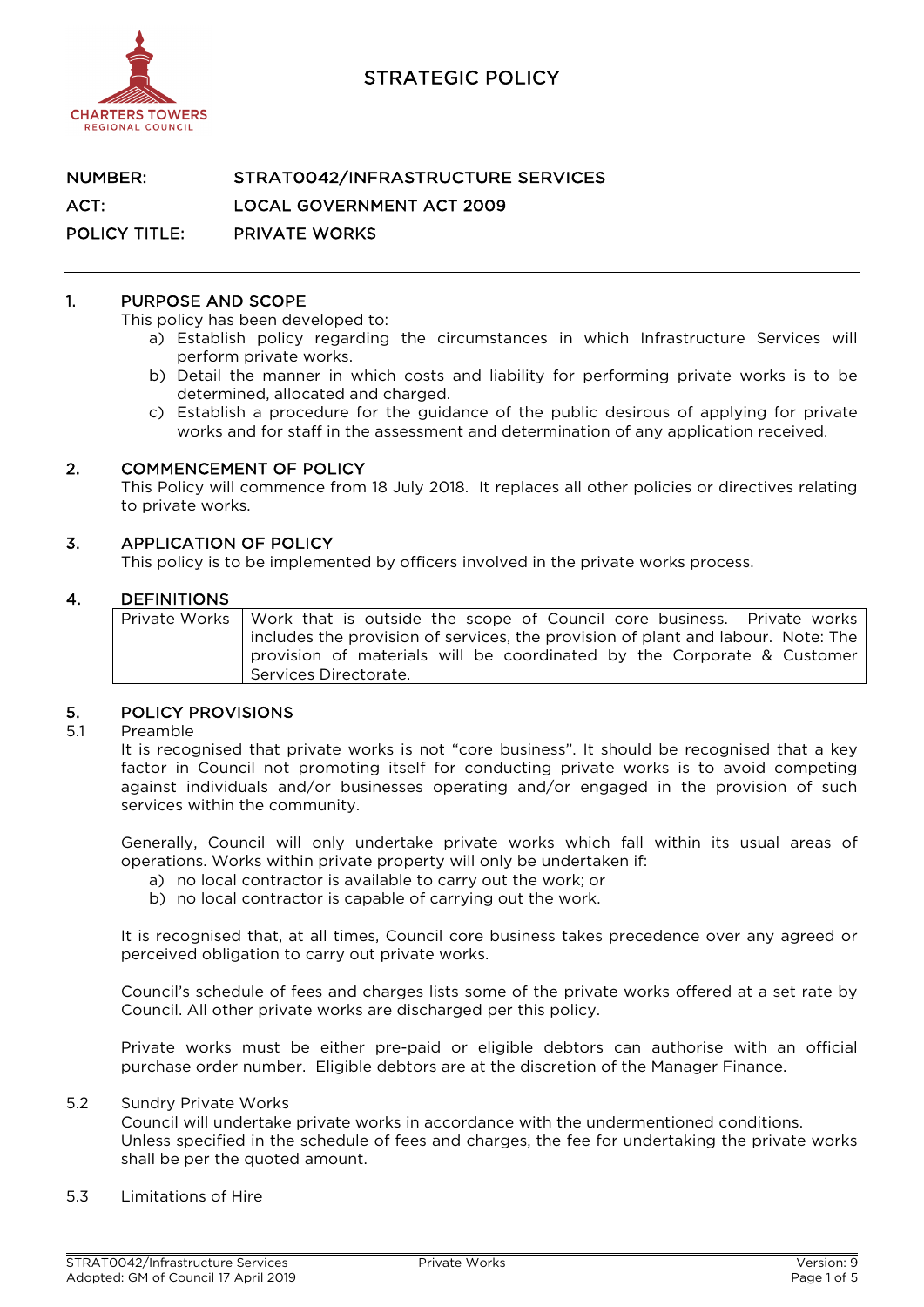# STRATEGIC POLICY

| | |
|---|---|
| NUMBER: | STRAT0042/INFRASTRUCTURE SERVICES |
| ACT: | LOCAL GOVERNMENT ACT 2009 |
| POLICY TITLE: | PRIVATE WORKS |

## 1. PURPOSE AND SCOPE

This policy has been developed to:

a) Establish policy regarding the circumstances in which Infrastructure Services will perform private works.
b) Detail the manner in which costs and liability for performing private works is to be determined, allocated and charged.
c) Establish a procedure for the guidance of the public desirous of applying for private works and for staff in the assessment and determination of any application received.

## 2. COMMENCEMENT OF POLICY

This Policy will commence from 18 July 2018. It replaces all other policies or directives relating to private works.

## 3. APPLICATION OF POLICY

This policy is to be implemented by officers involved in the private works process.

## 4. DEFINITIONS

| | |
|---|---|
| Private Works | Work that is outside the scope of Council core business. Private works includes the provision of services, the provision of plant and labour. Note: The provision of materials will be coordinated by the Corporate & Customer Services Directorate. |

## 5. POLICY PROVISIONS

### 5.1 Preamble

It is recognised that private works is not "core business". It should be recognised that a key factor in Council not promoting itself for conducting private works is to avoid competing against individuals and/or businesses operating and/or engaged in the provision of such services within the community.

Generally, Council will only undertake private works which fall within its usual areas of operations. Works within private property will only be undertaken if:

a) no local contractor is available to carry out the work; or
b) no local contractor is capable of carrying out the work.

It is recognised that, at all times, Council core business takes precedence over any agreed or perceived obligation to carry out private works.

Council's schedule of fees and charges lists some of the private works offered at a set rate by Council. All other private works are discharged per this policy.

Private works must be either pre-paid or eligible debtors can authorise with an official purchase order number. Eligible debtors are at the discretion of the Manager Finance.

### 5.2 Sundry Private Works

Council will undertake private works in accordance with the undermentioned conditions.
Unless specified in the schedule of fees and charges, the fee for undertaking the private works shall be per the quoted amount.

### 5.3 Limitations of Hire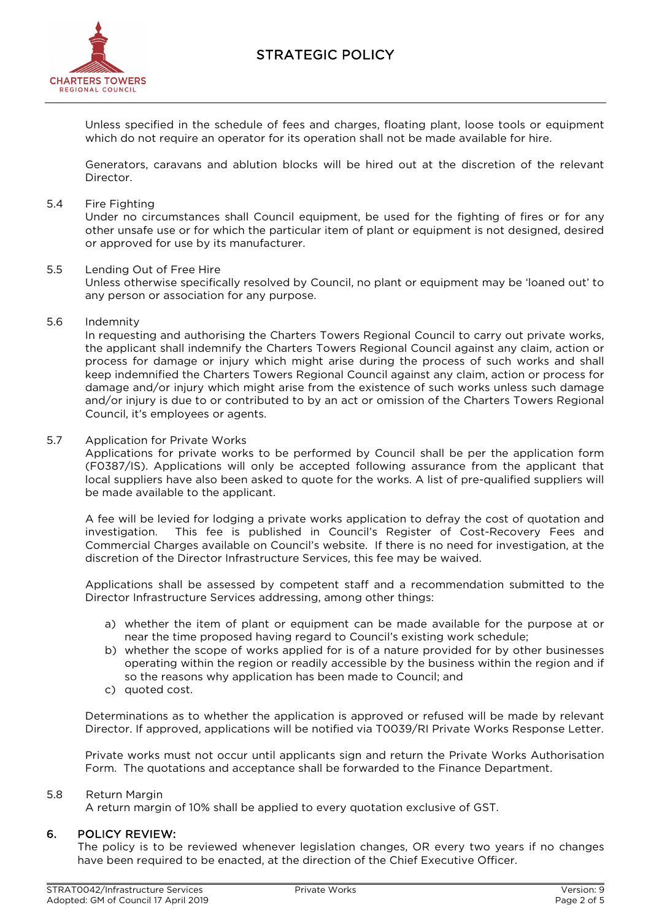Unless specified in the schedule of fees and charges, floating plant, loose tools or equipment which do not require an operator for its operation shall not be made available for hire.

Generators, caravans and ablution blocks will be hired out at the discretion of the relevant Director.

5.4 Fire Fighting

Under no circumstances shall Council equipment, be used for the fighting of fires or for any other unsafe use or for which the particular item of plant or equipment is not designed, desired or approved for use by its manufacturer.

5.5 Lending Out of Free Hire

Unless otherwise specifically resolved by Council, no plant or equipment may be 'loaned out' to any person or association for any purpose.

5.6 Indemnity

In requesting and authorising the Charters Towers Regional Council to carry out private works, the applicant shall indemnify the Charters Towers Regional Council against any claim, action or process for damage or injury which might arise during the process of such works and shall keep indemnified the Charters Towers Regional Council against any claim, action or process for damage and/or injury which might arise from the existence of such works unless such damage and/or injury is due to or contributed to by an act or omission of the Charters Towers Regional Council, it's employees or agents.

5.7 Application for Private Works

Applications for private works to be performed by Council shall be per the application form (F0387/IS). Applications will only be accepted following assurance from the applicant that local suppliers have also been asked to quote for the works. A list of pre-qualified suppliers will be made available to the applicant.

A fee will be levied for lodging a private works application to defray the cost of quotation and investigation. This fee is published in Council's Register of Cost-Recovery Fees and Commercial Charges available on Council's website. If there is no need for investigation, at the discretion of the Director Infrastructure Services, this fee may be waived.

Applications shall be assessed by competent staff and a recommendation submitted to the Director Infrastructure Services addressing, among other things:

a) whether the item of plant or equipment can be made available for the purpose at or near the time proposed having regard to Council's existing work schedule;
b) whether the scope of works applied for is of a nature provided for by other businesses operating within the region or readily accessible by the business within the region and if so the reasons why application has been made to Council; and
c) quoted cost.

Determinations as to whether the application is approved or refused will be made by relevant Director. If approved, applications will be notified via T0039/RI Private Works Response Letter.

Private works must not occur until applicants sign and return the Private Works Authorisation Form. The quotations and acceptance shall be forwarded to the Finance Department.

5.8 Return Margin

A return margin of 10% shall be applied to every quotation exclusive of GST.

## 6. POLICY REVIEW:

The policy is to be reviewed whenever legislation changes, OR every two years if no changes have been required to be enacted, at the direction of the Chief Executive Officer.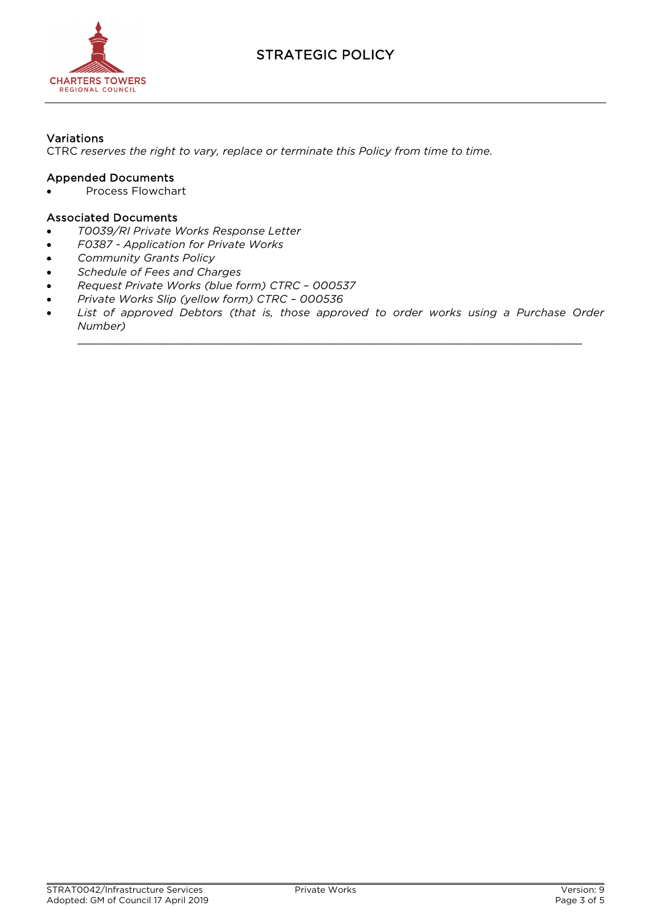### Variations

CTRC *reserves the right to vary, replace or terminate this Policy from time to time.*

### Appended Documents

- Process Flowchart

### Associated Documents

- *T0039/RI Private Works Response Letter*
- *F0387 - Application for Private Works*
- *Community Grants Policy*
- *Schedule of Fees and Charges*
- *Request Private Works (blue form) CTRC – 000537*
- *Private Works Slip (yellow form) CTRC – 000536*
- *List of approved Debtors (that is, those approved to order works using a Purchase Order Number)*

---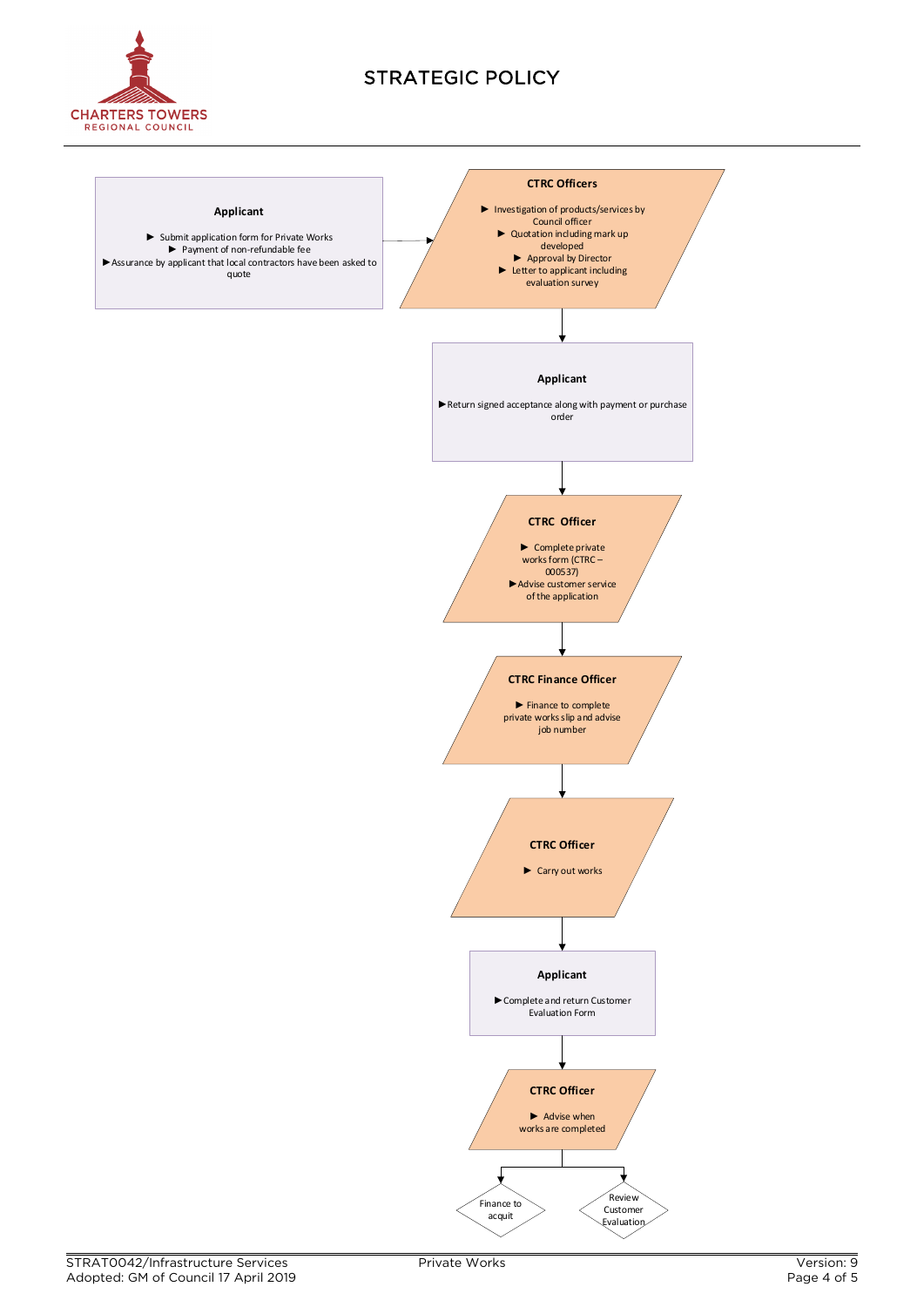**Applicant**

- Submit application form for Private Works
- Payment of non-refundable fee
- Assurance by applicant that local contractors have been asked to quote

→

**CTRC Officers**

- Investigation of products/services by Council officer
- Quotation including mark up developed
- Approval by Director
- Letter to applicant including evaluation survey

↓

**Applicant**

- Return signed acceptance along with payment or purchase order

↓

**CTRC Officer**

- Complete private works form (CTRC – 000537)
- Advise customer service of the application

↓

**CTRC Finance Officer**

- Finance to complete private works slip and advise job number

↓

**CTRC Officer**

- Carry out works

↓

**Applicant**

- Complete and return Customer Evaluation Form

↓

**CTRC Officer**

- Advise when works are completed

↓

- Finance to acquit
- Review Customer Evaluation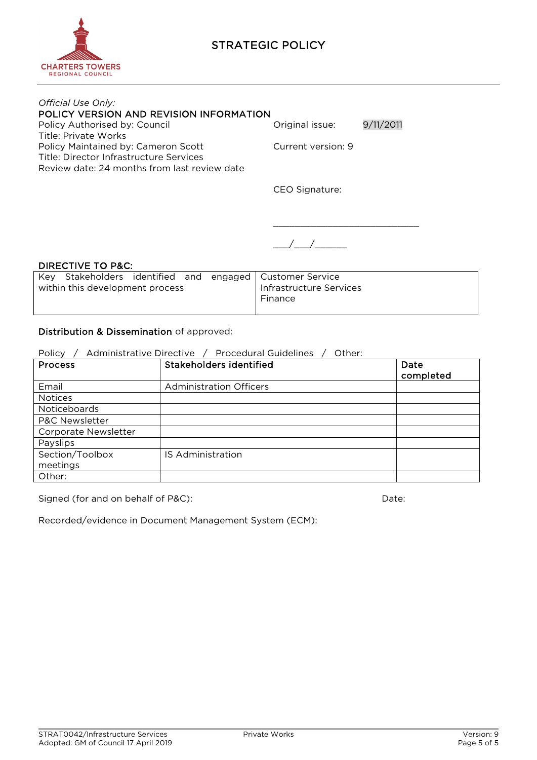# STRATEGIC POLICY

*Official Use Only:*

POLICY VERSION AND REVISION INFORMATION

Policy Authorised by: Council
Title: Private Works
Policy Maintained by: Cameron Scott
Title: Director Infrastructure Services
Review date: 24 months from last review date

Original issue: 9/11/2011

Current version: 9

CEO Signature:

___________________________

___/___/______

DIRECTIVE TO P&C:

| | |
|---|---|
| Key Stakeholders identified and engaged within this development process | Customer Service<br>Infrastructure Services<br>Finance |

**Distribution & Dissemination** of approved:

Policy / Administrative Directive / Procedural Guidelines / Other:

| Process | Stakeholders identified | Date completed |
|---|---|---|
| Email | Administration Officers | |
| Notices | | |
| Noticeboards | | |
| P&C Newsletter | | |
| Corporate Newsletter | | |
| Payslips | | |
| Section/Toolbox meetings | IS Administration | |
| Other: | | |

Signed (for and on behalf of P&C): Date:

Recorded/evidence in Document Management System (ECM):